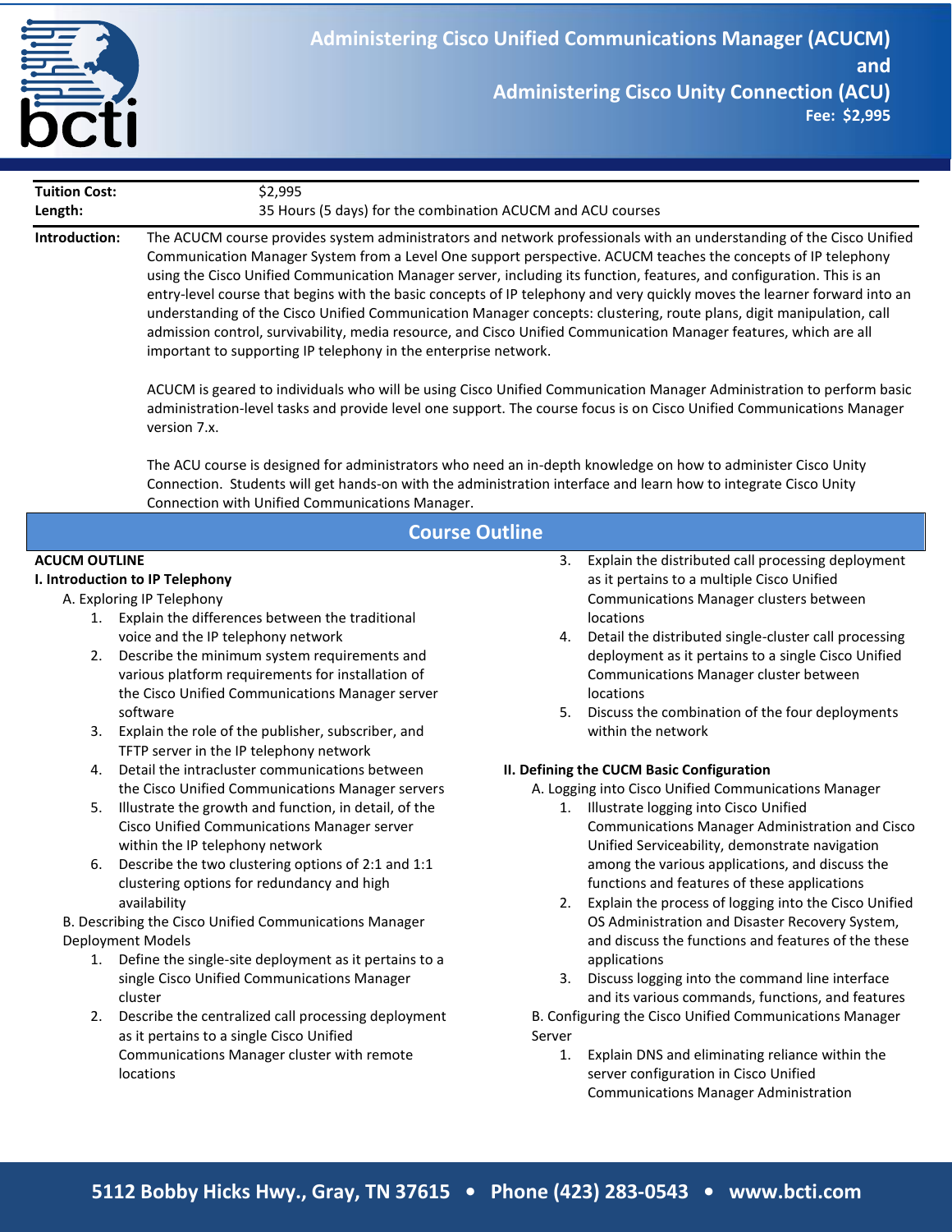# Administering Cisco Unified Communications Manager (ACUCM) and Administering Cisco Unity Connection (ACU)

**Fee: $2,995**

| | |
|---|---|
| **Tuition Cost:** | $2,995 |
| **Length:** | 35 Hours (5 days) for the combination ACUCM and ACU courses |

**Introduction:** The ACUCM course provides system administrators and network professionals with an understanding of the Cisco Unified Communication Manager System from a Level One support perspective. ACUCM teaches the concepts of IP telephony using the Cisco Unified Communication Manager server, including its function, features, and configuration. This is an entry-level course that begins with the basic concepts of IP telephony and very quickly moves the learner forward into an understanding of the Cisco Unified Communication Manager concepts: clustering, route plans, digit manipulation, call admission control, survivability, media resource, and Cisco Unified Communication Manager features, which are all important to supporting IP telephony in the enterprise network.

ACUCM is geared to individuals who will be using Cisco Unified Communication Manager Administration to perform basic administration-level tasks and provide level one support. The course focus is on Cisco Unified Communications Manager version 7.x.

The ACU course is designed for administrators who need an in-depth knowledge on how to administer Cisco Unity Connection. Students will get hands-on with the administration interface and learn how to integrate Cisco Unity Connection with Unified Communications Manager.

## Course Outline

**ACUCM OUTLINE**

**I. Introduction to IP Telephony**

A. Exploring IP Telephony

1. Explain the differences between the traditional voice and the IP telephony network
2. Describe the minimum system requirements and various platform requirements for installation of the Cisco Unified Communications Manager server software
3. Explain the role of the publisher, subscriber, and TFTP server in the IP telephony network
4. Detail the intracluster communications between the Cisco Unified Communications Manager servers
5. Illustrate the growth and function, in detail, of the Cisco Unified Communications Manager server within the IP telephony network
6. Describe the two clustering options of 2:1 and 1:1 clustering options for redundancy and high availability

B. Describing the Cisco Unified Communications Manager Deployment Models

1. Define the single-site deployment as it pertains to a single Cisco Unified Communications Manager cluster
2. Describe the centralized call processing deployment as it pertains to a single Cisco Unified Communications Manager cluster with remote locations
3. Explain the distributed call processing deployment as it pertains to a multiple Cisco Unified Communications Manager clusters between locations
4. Detail the distributed single-cluster call processing deployment as it pertains to a single Cisco Unified Communications Manager cluster between locations
5. Discuss the combination of the four deployments within the network

**II. Defining the CUCM Basic Configuration**

A. Logging into Cisco Unified Communications Manager

1. Illustrate logging into Cisco Unified Communications Manager Administration and Cisco Unified Serviceability, demonstrate navigation among the various applications, and discuss the functions and features of these applications
2. Explain the process of logging into the Cisco Unified OS Administration and Disaster Recovery System, and discuss the functions and features of the these applications
3. Discuss logging into the command line interface and its various commands, functions, and features

B. Configuring the Cisco Unified Communications Manager Server

1. Explain DNS and eliminating reliance within the server configuration in Cisco Unified Communications Manager Administration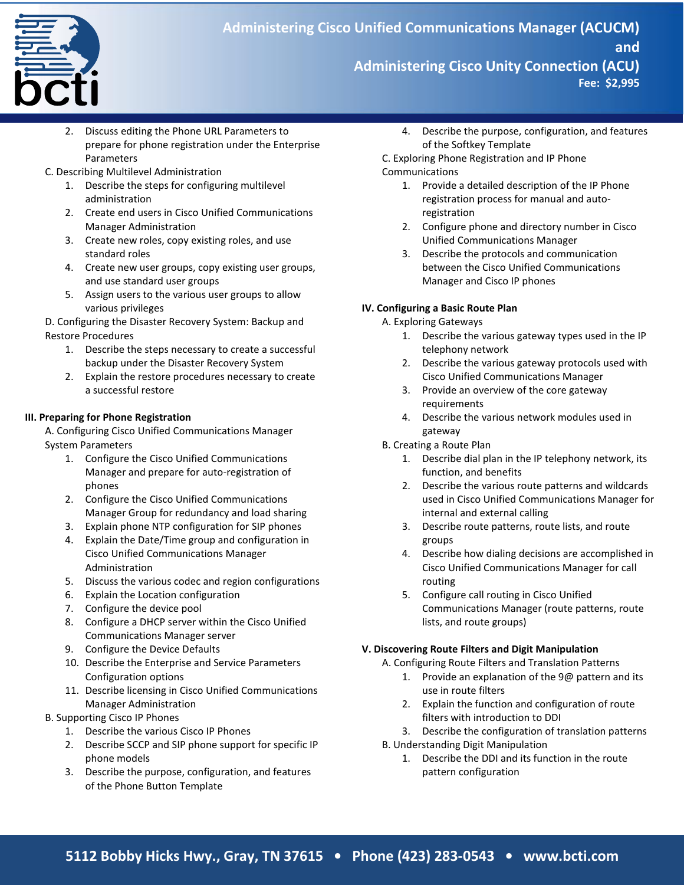2. Discuss editing the Phone URL Parameters to prepare for phone registration under the Enterprise Parameters

C. Describing Multilevel Administration

1. Describe the steps for configuring multilevel administration
2. Create end users in Cisco Unified Communications Manager Administration
3. Create new roles, copy existing roles, and use standard roles
4. Create new user groups, copy existing user groups, and use standard user groups
5. Assign users to the various user groups to allow various privileges

D. Configuring the Disaster Recovery System: Backup and Restore Procedures

1. Describe the steps necessary to create a successful backup under the Disaster Recovery System
2. Explain the restore procedures necessary to create a successful restore

**III. Preparing for Phone Registration**

A. Configuring Cisco Unified Communications Manager System Parameters

1. Configure the Cisco Unified Communications Manager and prepare for auto-registration of phones
2. Configure the Cisco Unified Communications Manager Group for redundancy and load sharing
3. Explain phone NTP configuration for SIP phones
4. Explain the Date/Time group and configuration in Cisco Unified Communications Manager Administration
5. Discuss the various codec and region configurations
6. Explain the Location configuration
7. Configure the device pool
8. Configure a DHCP server within the Cisco Unified Communications Manager server
9. Configure the Device Defaults
10. Describe the Enterprise and Service Parameters Configuration options
11. Describe licensing in Cisco Unified Communications Manager Administration

B. Supporting Cisco IP Phones

1. Describe the various Cisco IP Phones
2. Describe SCCP and SIP phone support for specific IP phone models
3. Describe the purpose, configuration, and features of the Phone Button Template
4. Describe the purpose, configuration, and features of the Softkey Template

C. Exploring Phone Registration and IP Phone Communications

1. Provide a detailed description of the IP Phone registration process for manual and auto-registration
2. Configure phone and directory number in Cisco Unified Communications Manager
3. Describe the protocols and communication between the Cisco Unified Communications Manager and Cisco IP phones

**IV. Configuring a Basic Route Plan**

A. Exploring Gateways

1. Describe the various gateway types used in the IP telephony network
2. Describe the various gateway protocols used with Cisco Unified Communications Manager
3. Provide an overview of the core gateway requirements
4. Describe the various network modules used in gateway

B. Creating a Route Plan

1. Describe dial plan in the IP telephony network, its function, and benefits
2. Describe the various route patterns and wildcards used in Cisco Unified Communications Manager for internal and external calling
3. Describe route patterns, route lists, and route groups
4. Describe how dialing decisions are accomplished in Cisco Unified Communications Manager for call routing
5. Configure call routing in Cisco Unified Communications Manager (route patterns, route lists, and route groups)

**V. Discovering Route Filters and Digit Manipulation**

A. Configuring Route Filters and Translation Patterns

1. Provide an explanation of the 9@ pattern and its use in route filters
2. Explain the function and configuration of route filters with introduction to DDI
3. Describe the configuration of translation patterns

B. Understanding Digit Manipulation

1. Describe the DDI and its function in the route pattern configuration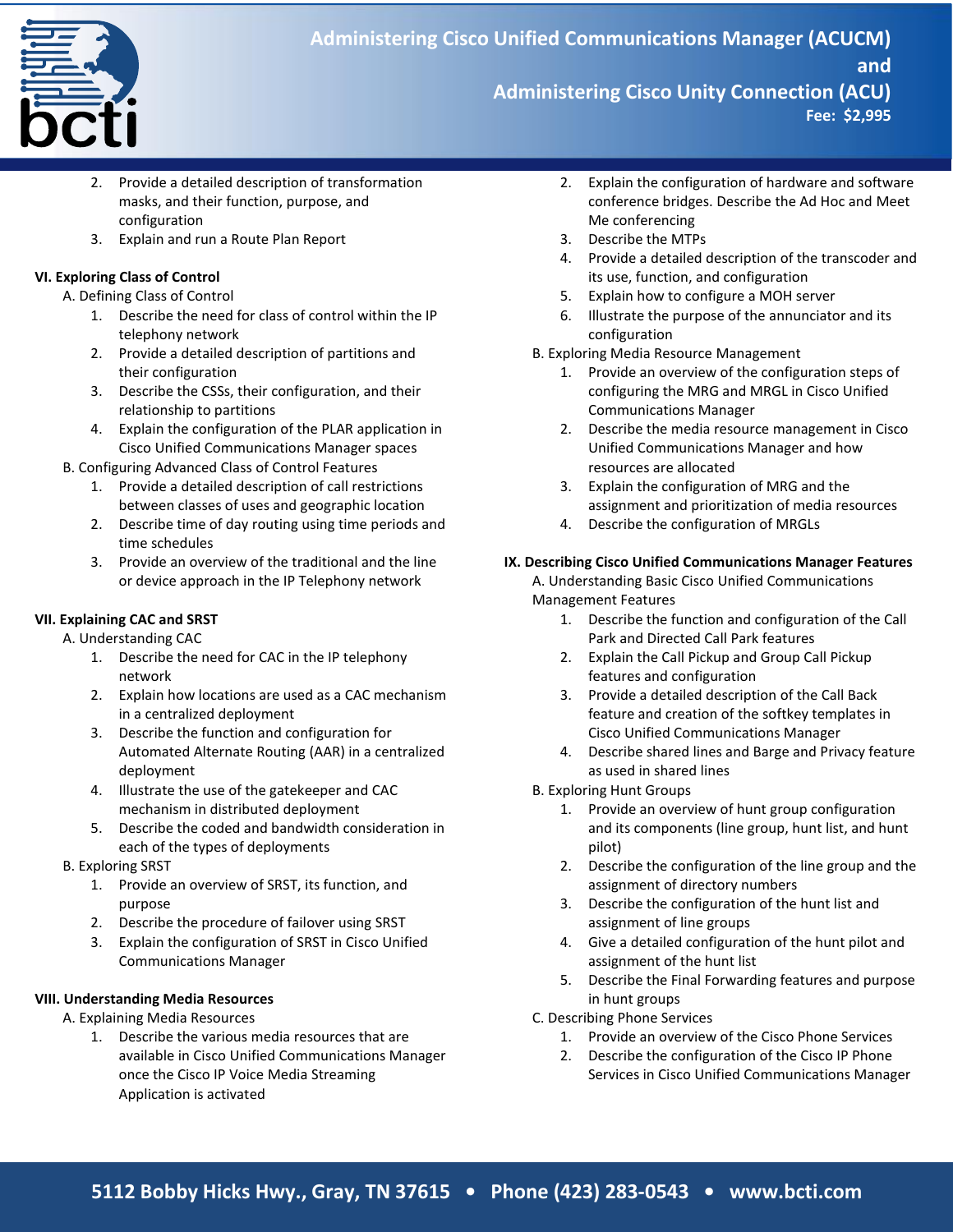2. Provide a detailed description of transformation masks, and their function, purpose, and configuration
3. Explain and run a Route Plan Report

**VI. Exploring Class of Control**

A. Defining Class of Control

1. Describe the need for class of control within the IP telephony network
2. Provide a detailed description of partitions and their configuration
3. Describe the CSSs, their configuration, and their relationship to partitions
4. Explain the configuration of the PLAR application in Cisco Unified Communications Manager spaces

B. Configuring Advanced Class of Control Features

1. Provide a detailed description of call restrictions between classes of uses and geographic location
2. Describe time of day routing using time periods and time schedules
3. Provide an overview of the traditional and the line or device approach in the IP Telephony network

**VII. Explaining CAC and SRST**

A. Understanding CAC

1. Describe the need for CAC in the IP telephony network
2. Explain how locations are used as a CAC mechanism in a centralized deployment
3. Describe the function and configuration for Automated Alternate Routing (AAR) in a centralized deployment
4. Illustrate the use of the gatekeeper and CAC mechanism in distributed deployment
5. Describe the coded and bandwidth consideration in each of the types of deployments

B. Exploring SRST

1. Provide an overview of SRST, its function, and purpose
2. Describe the procedure of failover using SRST
3. Explain the configuration of SRST in Cisco Unified Communications Manager

**VIII. Understanding Media Resources**

A. Explaining Media Resources

1. Describe the various media resources that are available in Cisco Unified Communications Manager once the Cisco IP Voice Media Streaming Application is activated
2. Explain the configuration of hardware and software conference bridges. Describe the Ad Hoc and Meet Me conferencing
3. Describe the MTPs
4. Provide a detailed description of the transcoder and its use, function, and configuration
5. Explain how to configure a MOH server
6. Illustrate the purpose of the annunciator and its configuration

B. Exploring Media Resource Management

1. Provide an overview of the configuration steps of configuring the MRG and MRGL in Cisco Unified Communications Manager
2. Describe the media resource management in Cisco Unified Communications Manager and how resources are allocated
3. Explain the configuration of MRG and the assignment and prioritization of media resources
4. Describe the configuration of MRGLs

**IX. Describing Cisco Unified Communications Manager Features**

A. Understanding Basic Cisco Unified Communications Management Features

1. Describe the function and configuration of the Call Park and Directed Call Park features
2. Explain the Call Pickup and Group Call Pickup features and configuration
3. Provide a detailed description of the Call Back feature and creation of the softkey templates in Cisco Unified Communications Manager
4. Describe shared lines and Barge and Privacy feature as used in shared lines

B. Exploring Hunt Groups

1. Provide an overview of hunt group configuration and its components (line group, hunt list, and hunt pilot)
2. Describe the configuration of the line group and the assignment of directory numbers
3. Describe the configuration of the hunt list and assignment of line groups
4. Give a detailed configuration of the hunt pilot and assignment of the hunt list
5. Describe the Final Forwarding features and purpose in hunt groups

C. Describing Phone Services

1. Provide an overview of the Cisco Phone Services
2. Describe the configuration of the Cisco IP Phone Services in Cisco Unified Communications Manager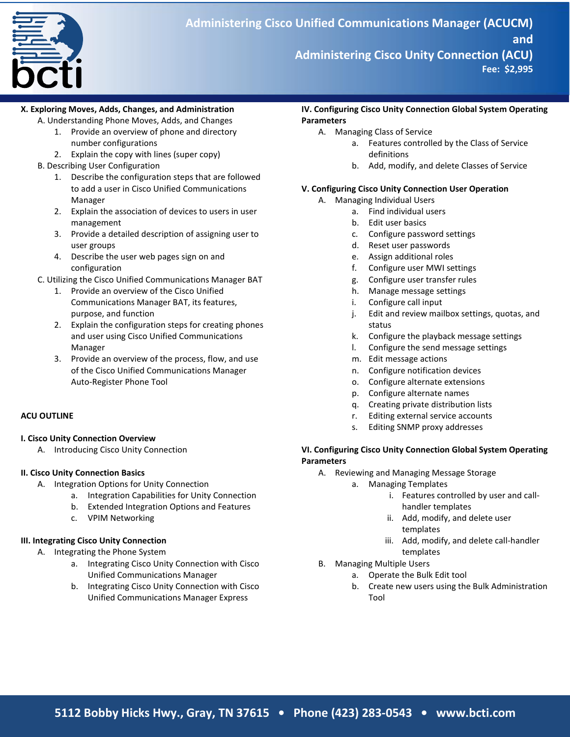**X. Exploring Moves, Adds, Changes, and Administration**

A. Understanding Phone Moves, Adds, and Changes
1. Provide an overview of phone and directory number configurations
2. Explain the copy with lines (super copy)

B. Describing User Configuration
1. Describe the configuration steps that are followed to add a user in Cisco Unified Communications Manager
2. Explain the association of devices to users in user management
3. Provide a detailed description of assigning user to user groups
4. Describe the user web pages sign on and configuration

C. Utilizing the Cisco Unified Communications Manager BAT
1. Provide an overview of the Cisco Unified Communications Manager BAT, its features, purpose, and function
2. Explain the configuration steps for creating phones and user using Cisco Unified Communications Manager
3. Provide an overview of the process, flow, and use of the Cisco Unified Communications Manager Auto-Register Phone Tool

**ACU OUTLINE**

**I. Cisco Unity Connection Overview**

A. Introducing Cisco Unity Connection

**II. Cisco Unity Connection Basics**

A. Integration Options for Unity Connection
- a. Integration Capabilities for Unity Connection
- b. Extended Integration Options and Features
- c. VPIM Networking

**III. Integrating Cisco Unity Connection**

A. Integrating the Phone System
- a. Integrating Cisco Unity Connection with Cisco Unified Communications Manager
- b. Integrating Cisco Unity Connection with Cisco Unified Communications Manager Express

**IV. Configuring Cisco Unity Connection Global System Operating Parameters**

A. Managing Class of Service
- a. Features controlled by the Class of Service definitions
- b. Add, modify, and delete Classes of Service

**V. Configuring Cisco Unity Connection User Operation**

A. Managing Individual Users
- a. Find individual users
- b. Edit user basics
- c. Configure password settings
- d. Reset user passwords
- e. Assign additional roles
- f. Configure user MWI settings
- g. Configure user transfer rules
- h. Manage message settings
- i. Configure call input
- j. Edit and review mailbox settings, quotas, and status
- k. Configure the playback message settings
- l. Configure the send message settings
- m. Edit message actions
- n. Configure notification devices
- o. Configure alternate extensions
- p. Configure alternate names
- q. Creating private distribution lists
- r. Editing external service accounts
- s. Editing SNMP proxy addresses

**VI. Configuring Cisco Unity Connection Global System Operating Parameters**

A. Reviewing and Managing Message Storage
- a. Managing Templates
  - i. Features controlled by user and call-handler templates
  - ii. Add, modify, and delete user templates
  - iii. Add, modify, and delete call-handler templates

B. Managing Multiple Users
- a. Operate the Bulk Edit tool
- b. Create new users using the Bulk Administration Tool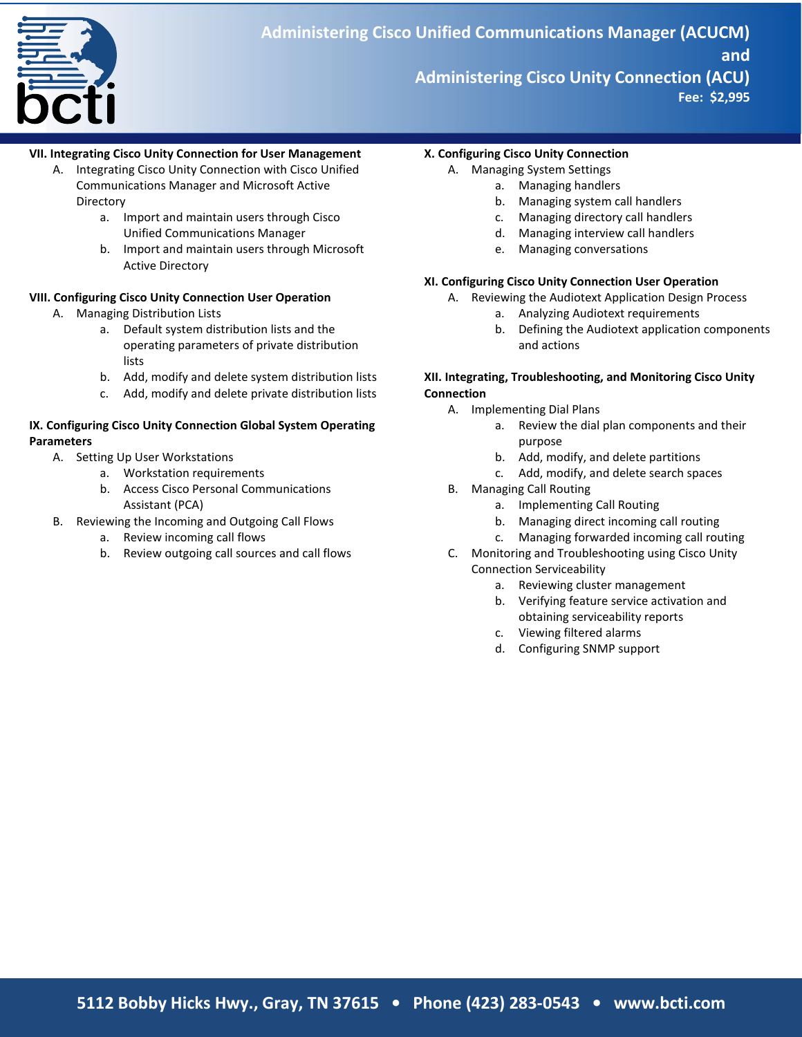# Administering Cisco Unified Communications Manager (ACUCM) and Administering Cisco Unity Connection (ACU)

**Fee: $2,995**

**VII. Integrating Cisco Unity Connection for User Management**

A. Integrating Cisco Unity Connection with Cisco Unified Communications Manager and Microsoft Active Directory
   a. Import and maintain users through Cisco Unified Communications Manager
   b. Import and maintain users through Microsoft Active Directory

**VIII. Configuring Cisco Unity Connection User Operation**

A. Managing Distribution Lists
   a. Default system distribution lists and the operating parameters of private distribution lists
   b. Add, modify and delete system distribution lists
   c. Add, modify and delete private distribution lists

**IX. Configuring Cisco Unity Connection Global System Operating Parameters**

A. Setting Up User Workstations
   a. Workstation requirements
   b. Access Cisco Personal Communications Assistant (PCA)

B. Reviewing the Incoming and Outgoing Call Flows
   a. Review incoming call flows
   b. Review outgoing call sources and call flows

**X. Configuring Cisco Unity Connection**

A. Managing System Settings
   a. Managing handlers
   b. Managing system call handlers
   c. Managing directory call handlers
   d. Managing interview call handlers
   e. Managing conversations

**XI. Configuring Cisco Unity Connection User Operation**

A. Reviewing the Audiotext Application Design Process
   a. Analyzing Audiotext requirements
   b. Defining the Audiotext application components and actions

**XII. Integrating, Troubleshooting, and Monitoring Cisco Unity Connection**

A. Implementing Dial Plans
   a. Review the dial plan components and their purpose
   b. Add, modify, and delete partitions
   c. Add, modify, and delete search spaces

B. Managing Call Routing
   a. Implementing Call Routing
   b. Managing direct incoming call routing
   c. Managing forwarded incoming call routing

C. Monitoring and Troubleshooting using Cisco Unity Connection Serviceability
   a. Reviewing cluster management
   b. Verifying feature service activation and obtaining serviceability reports
   c. Viewing filtered alarms
   d. Configuring SNMP support

5112 Bobby Hicks Hwy., Gray, TN 37615 • Phone (423) 283-0543 • www.bcti.com